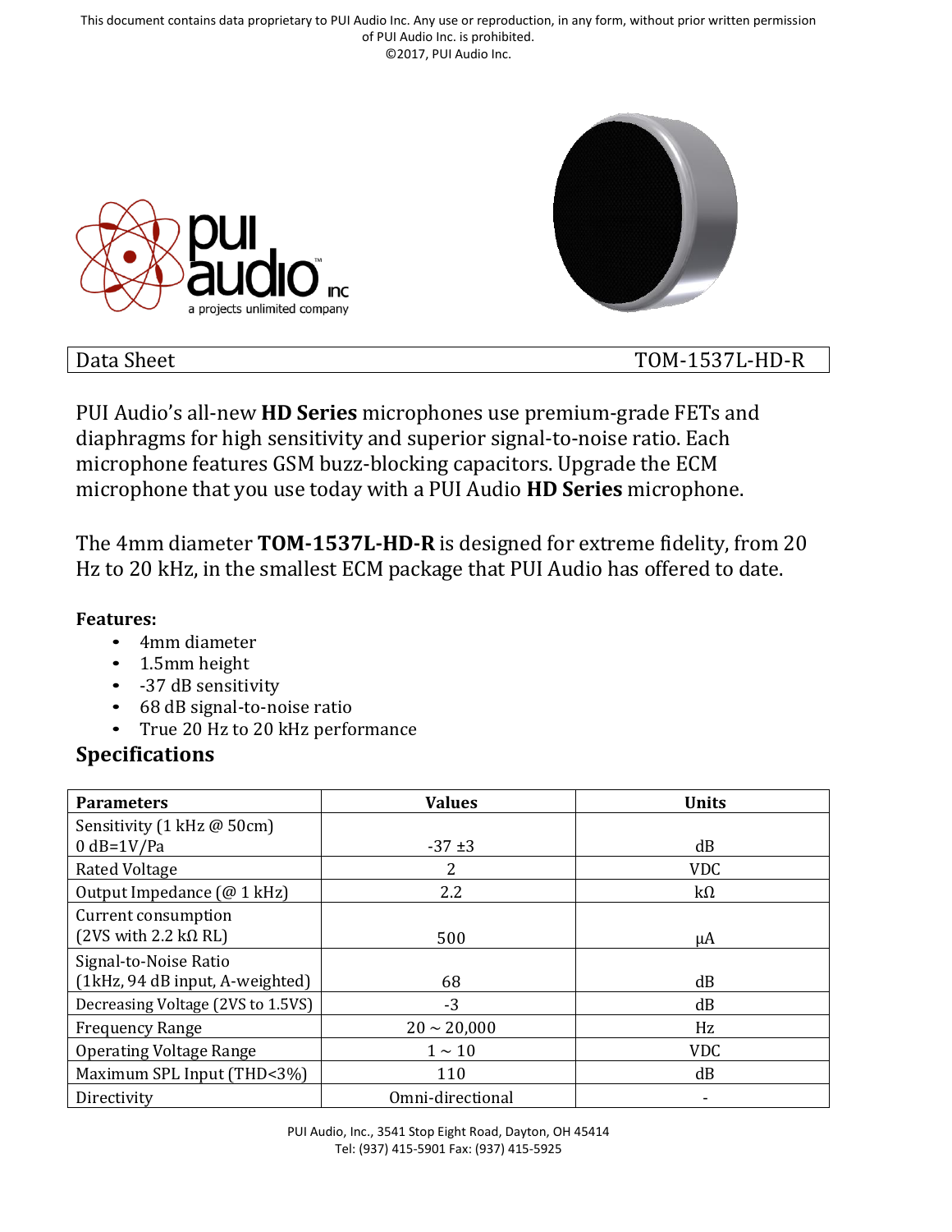This document contains data proprietary to PUI Audio Inc. Any use or reproduction, in any form, without prior written permission of PUI Audio Inc. is prohibited.
©2017, PUI Audio Inc.

| Data Sheet | TOM-1537L-HD-R |
|---|---|

PUI Audio's all-new **HD Series** microphones use premium-grade FETs and diaphragms for high sensitivity and superior signal-to-noise ratio. Each microphone features GSM buzz-blocking capacitors. Upgrade the ECM microphone that you use today with a PUI Audio **HD Series** microphone.

The 4mm diameter **TOM-1537L-HD-R** is designed for extreme fidelity, from 20 Hz to 20 kHz, in the smallest ECM package that PUI Audio has offered to date.

**Features:**

- 4mm diameter
- 1.5mm height
- -37 dB sensitivity
- 68 dB signal-to-noise ratio
- True 20 Hz to 20 kHz performance

## Specifications

| Parameters | Values | Units |
|---|---|---|
| Sensitivity (1 kHz @ 50cm) 0 dB=1V/Pa | -37 ±3 | dB |
| Rated Voltage | 2 | VDC |
| Output Impedance (@ 1 kHz) | 2.2 | kΩ |
| Current consumption (2VS with 2.2 kΩ RL) | 500 | μA |
| Signal-to-Noise Ratio (1kHz, 94 dB input, A-weighted) | 68 | dB |
| Decreasing Voltage (2VS to 1.5VS) | -3 | dB |
| Frequency Range | 20 ~ 20,000 | Hz |
| Operating Voltage Range | 1 ~ 10 | VDC |
| Maximum SPL Input (THD<3%) | 110 | dB |
| Directivity | Omni-directional | - |

PUI Audio, Inc., 3541 Stop Eight Road, Dayton, OH 45414
Tel: (937) 415-5901 Fax: (937) 415-5925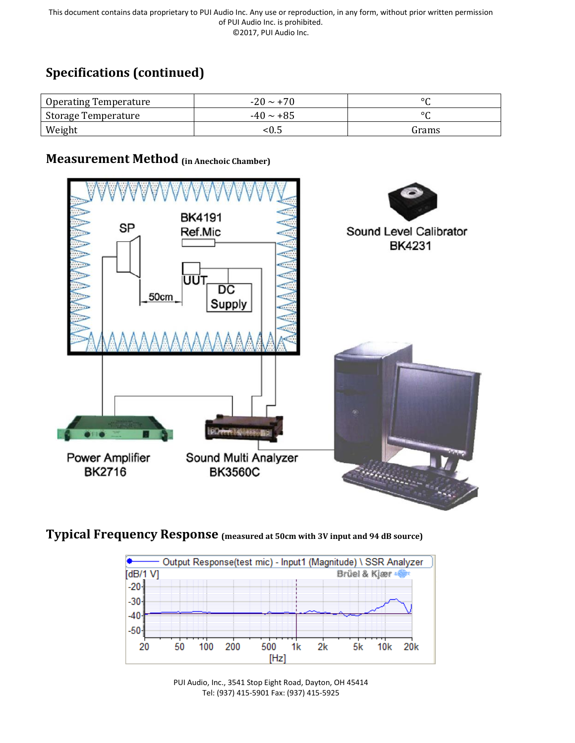This document contains data proprietary to PUI Audio Inc. Any use or reproduction, in any form, without prior written permission of PUI Audio Inc. is prohibited.
©2017, PUI Audio Inc.

## Specifications (continued)

| Operating Temperature | -20 ~ +70 | °C |
|---|---|---|
| Storage Temperature | -40 ~ +85 | °C |
| Weight | <0.5 | Grams |

## Measurement Method (in Anechoic Chamber)

## Typical Frequency Response (measured at 50cm with 3V input and 94 dB source)

PUI Audio, Inc., 3541 Stop Eight Road, Dayton, OH 45414
Tel: (937) 415-5901 Fax: (937) 415-5925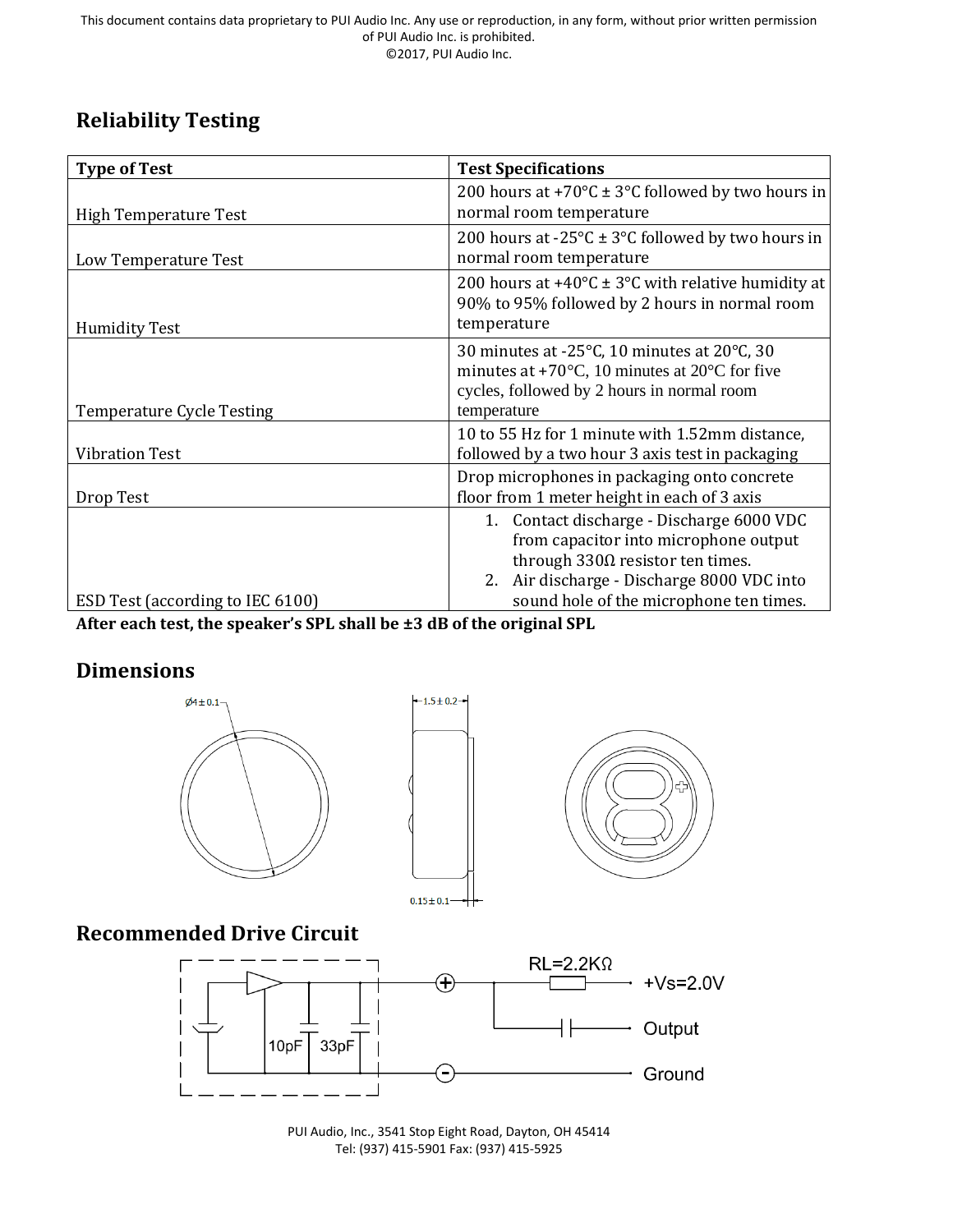## Reliability Testing

| Type of Test | Test Specifications |
| --- | --- |
| High Temperature Test | 200 hours at +70°C ± 3°C followed by two hours in normal room temperature |
| Low Temperature Test | 200 hours at -25°C ± 3°C followed by two hours in normal room temperature |
| Humidity Test | 200 hours at +40°C ± 3°C with relative humidity at 90% to 95% followed by 2 hours in normal room temperature |
| Temperature Cycle Testing | 30 minutes at -25°C, 10 minutes at 20°C, 30 minutes at +70°C, 10 minutes at 20°C for five cycles, followed by 2 hours in normal room temperature |
| Vibration Test | 10 to 55 Hz for 1 minute with 1.52mm distance, followed by a two hour 3 axis test in packaging |
| Drop Test | Drop microphones in packaging onto concrete floor from 1 meter height in each of 3 axis |
| ESD Test (according to IEC 6100) | 1. Contact discharge - Discharge 6000 VDC from capacitor into microphone output through 330Ω resistor ten times. 2. Air discharge - Discharge 8000 VDC into sound hole of the microphone ten times. |

**After each test, the speaker's SPL shall be ±3 dB of the original SPL**

## Dimensions

Ø4±0.1

1.5±0.2

0.15±0.1

## Recommended Drive Circuit

10pF 33pF

RL=2.2KΩ

+Vs=2.0V

Output

Ground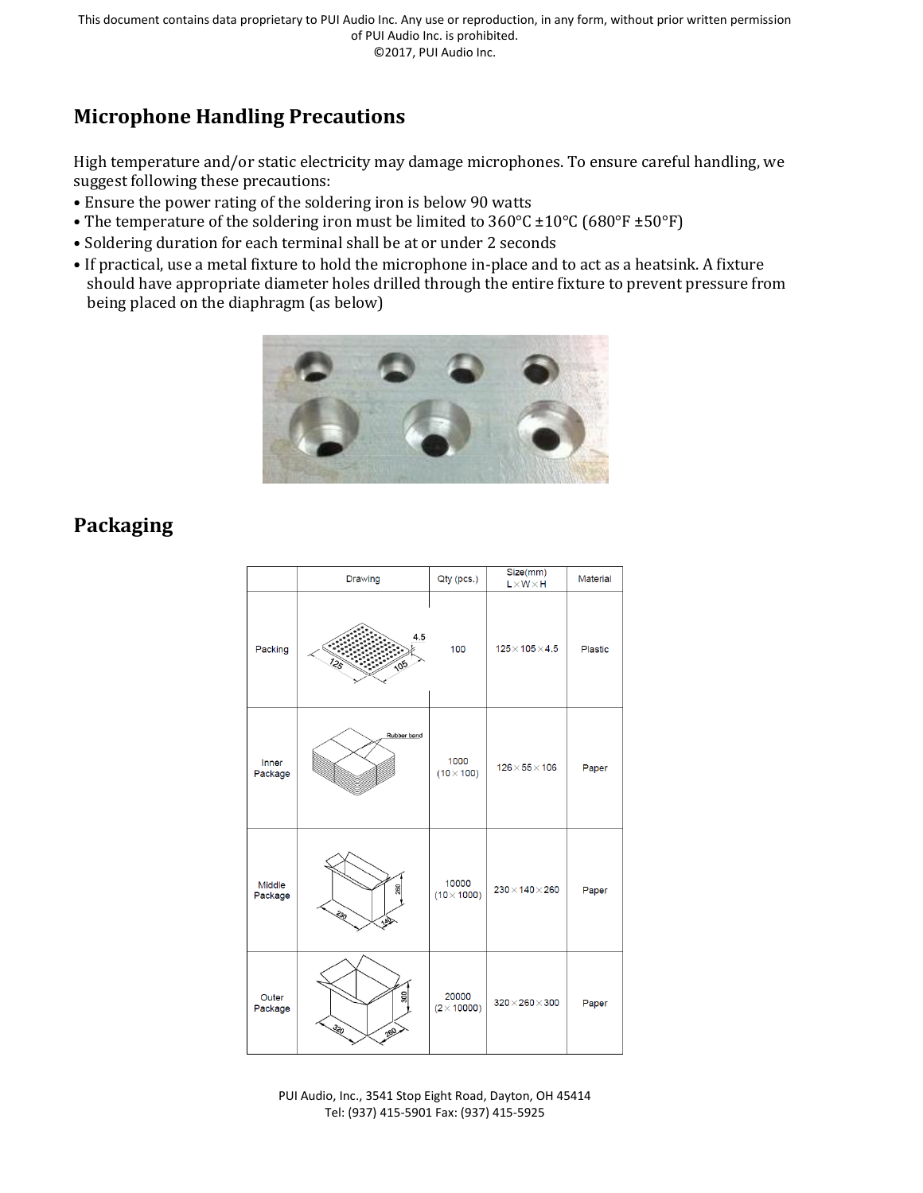This document contains data proprietary to PUI Audio Inc. Any use or reproduction, in any form, without prior written permission of PUI Audio Inc. is prohibited.
©2017, PUI Audio Inc.

## Microphone Handling Precautions

High temperature and/or static electricity may damage microphones. To ensure careful handling, we suggest following these precautions:

- Ensure the power rating of the soldering iron is below 90 watts
- The temperature of the soldering iron must be limited to 360°C ±10°C (680°F ±50°F)
- Soldering duration for each terminal shall be at or under 2 seconds
- If practical, use a metal fixture to hold the microphone in-place and to act as a heatsink. A fixture should have appropriate diameter holes drilled through the entire fixture to prevent pressure from being placed on the diaphragm (as below)

## Packaging

| | Drawing | Qty (pcs.) | Size(mm) L×W×H | Material |
|---|---|---|---|---|
| Packing | 125, 105, 4.5 | 100 | 125×105×4.5 | Plastic |
| Inner Package | Rubber band | 1000 (10×100) | 126×55×106 | Paper |
| Middle Package | 230, 140, 260 | 10000 (10×1000) | 230×140×260 | Paper |
| Outer Package | 320, 260, 300 | 20000 (2×10000) | 320×260×300 | Paper |

PUI Audio, Inc., 3541 Stop Eight Road, Dayton, OH 45414
Tel: (937) 415-5901 Fax: (937) 415-5925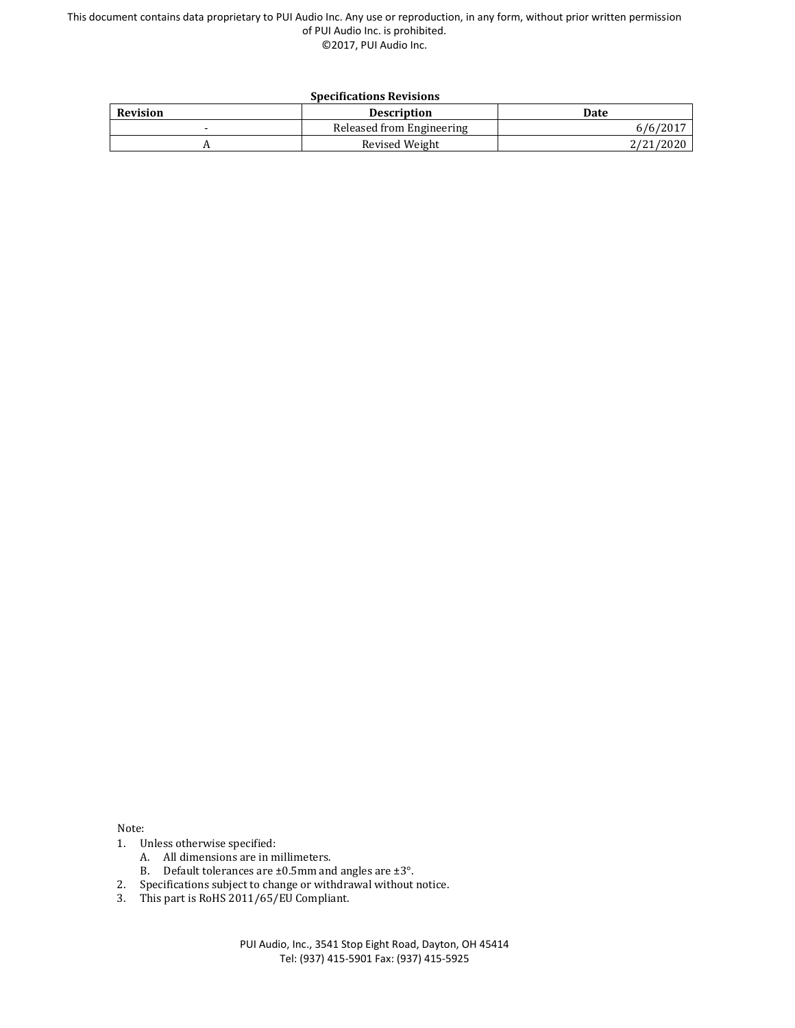**Specifications Revisions**

| Revision | Description | Date |
| --- | --- | --- |
| - | Released from Engineering | 6/6/2017 |
| A | Revised Weight | 2/21/2020 |

Note:

1. Unless otherwise specified:
   A. All dimensions are in millimeters.
   B. Default tolerances are ±0.5mm and angles are ±3°.
2. Specifications subject to change or withdrawal without notice.
3. This part is RoHS 2011/65/EU Compliant.